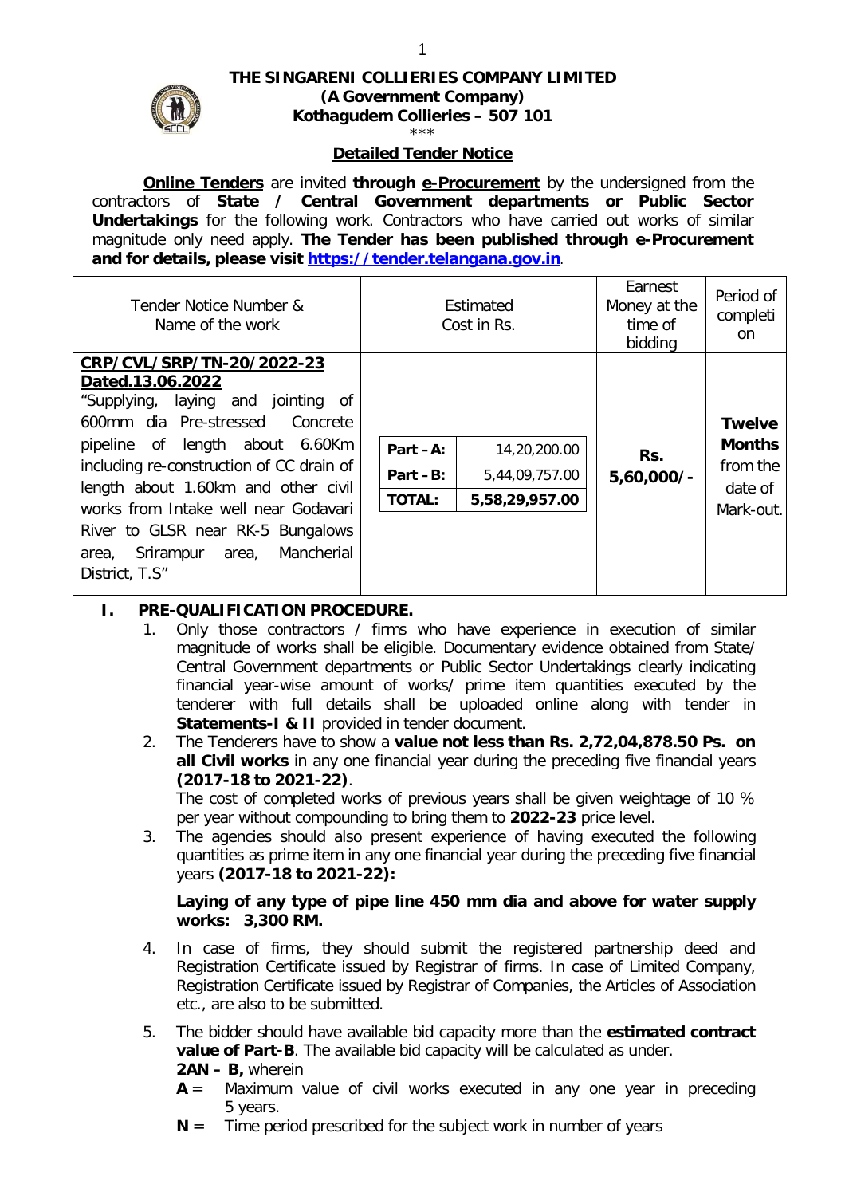# THE SINGARENI COLLIERIES COMPANY LIMITED

**(A Government Company)**
**Kothagudem Collieries – 507 101**

\*\*\*

## Detailed Tender Notice

**Online Tenders** are invited **through e-Procurement** by the undersigned from the contractors of **State / Central Government departments or Public Sector Undertakings** for the following work. Contractors who have carried out works of similar magnitude only need apply. **The Tender has been published through e-Procurement and for details, please visit https://tender.telangana.gov.in**.

| Tender Notice Number & Name of the work | Estimated Cost in Rs. | | Earnest Money at the time of bidding | Period of completion |
|---|---|---|---|---|
| **CRP/CVL/SRP/TN-20/2022-23 Dated.13.06.2022** "Supplying, laying and jointing of 600mm dia Pre-stressed Concrete pipeline of length about 6.60Km including re-construction of CC drain of length about 1.60km and other civil works from Intake well near Godavari River to GLSR near RK-5 Bungalows area, Srirampur area, Mancherial District, T.S" | **Part – A:** | 14,20,200.00 | **Rs. 5,60,000/-** | **Twelve Months** from the date of Mark-out. |
| | **Part – B:** | 5,44,09,757.00 | | |
| | **TOTAL:** | **5,58,29,957.00** | | |

## I. PRE-QUALIFICATION PROCEDURE.

1. Only those contractors / firms who have experience in execution of similar magnitude of works shall be eligible. Documentary evidence obtained from State/ Central Government departments or Public Sector Undertakings clearly indicating financial year-wise amount of works/ prime item quantities executed by the tenderer with full details shall be uploaded online along with tender in **Statements-I & II** provided in tender document.
2. The Tenderers have to show a **value not less than Rs. 2,72,04,878.50 Ps. on all Civil works** in any one financial year during the preceding five financial years **(2017-18 to 2021-22)**.

   The cost of completed works of previous years shall be given weightage of 10 % per year without compounding to bring them to **2022-23** price level.
3. The agencies should also present experience of having executed the following quantities as prime item in any one financial year during the preceding five financial years **(2017-18 to 2021-22):**

   **Laying of any type of pipe line 450 mm dia and above for water supply works: 3,300 RM.**
4. In case of firms, they should submit the registered partnership deed and Registration Certificate issued by Registrar of firms. In case of Limited Company, Registration Certificate issued by Registrar of Companies, the Articles of Association etc., are also to be submitted.
5. The bidder should have available bid capacity more than the **estimated contract value of Part-B**. The available bid capacity will be calculated as under.

   **2AN – B,** wherein

   **A** = Maximum value of civil works executed in any one year in preceding 5 years.

   **N** = Time period prescribed for the subject work in number of years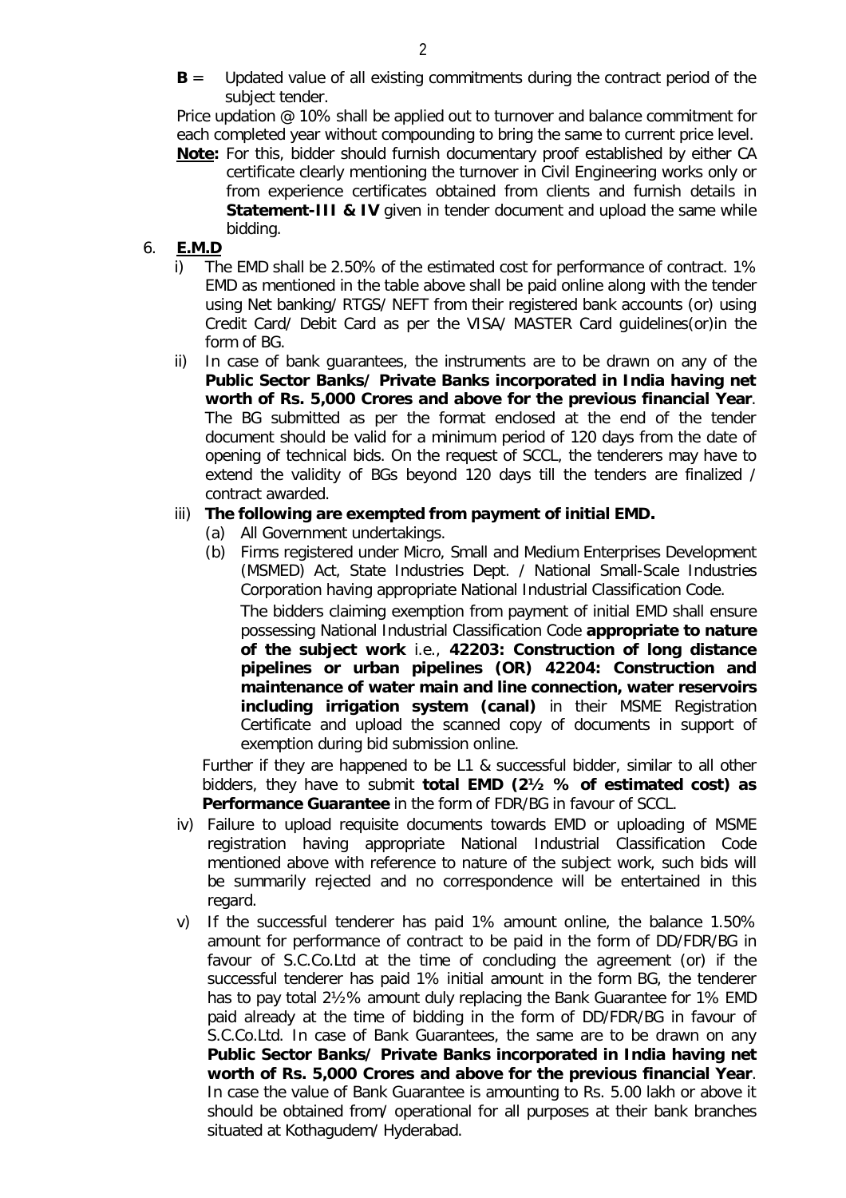**B** = Updated value of all existing commitments during the contract period of the subject tender.

Price updation @ 10% shall be applied out to turnover and balance commitment for each completed year without compounding to bring the same to current price level.

**Note:** For this, bidder should furnish documentary proof established by either CA certificate clearly mentioning the turnover in Civil Engineering works only or from experience certificates obtained from clients and furnish details in **Statement-III & IV** given in tender document and upload the same while bidding.

6. **E.M.D**

i) The EMD shall be 2.50% of the estimated cost for performance of contract. 1% EMD as mentioned in the table above shall be paid online along with the tender using Net banking/ RTGS/ NEFT from their registered bank accounts (or) using Credit Card/ Debit Card as per the VISA/ MASTER Card guidelines(or)in the form of BG.

ii) In case of bank guarantees, the instruments are to be drawn on any of the **Public Sector Banks/ Private Banks incorporated in India having net worth of Rs. 5,000 Crores and above for the previous financial Year**. The BG submitted as per the format enclosed at the end of the tender document should be valid for a minimum period of 120 days from the date of opening of technical bids. On the request of SCCL, the tenderers may have to extend the validity of BGs beyond 120 days till the tenders are finalized / contract awarded.

iii) **The following are exempted from payment of initial EMD.**

(a) All Government undertakings.

(b) Firms registered under Micro, Small and Medium Enterprises Development (MSMED) Act, State Industries Dept. / National Small-Scale Industries Corporation having appropriate National Industrial Classification Code.

The bidders claiming exemption from payment of initial EMD shall ensure possessing National Industrial Classification Code **appropriate to nature of the subject work** i.e., **42203: Construction of long distance pipelines or urban pipelines (OR) 42204: Construction and maintenance of water main and line connection, water reservoirs including irrigation system (canal)** in their MSME Registration Certificate and upload the scanned copy of documents in support of exemption during bid submission online.

Further if they are happened to be L1 & successful bidder, similar to all other bidders, they have to submit **total EMD (2½ % of estimated cost) as Performance Guarantee** in the form of FDR/BG in favour of SCCL.

iv) Failure to upload requisite documents towards EMD or uploading of MSME registration having appropriate National Industrial Classification Code mentioned above with reference to nature of the subject work, such bids will be summarily rejected and no correspondence will be entertained in this regard.

v) If the successful tenderer has paid 1% amount online, the balance 1.50% amount for performance of contract to be paid in the form of DD/FDR/BG in favour of S.C.Co.Ltd at the time of concluding the agreement (or) if the successful tenderer has paid 1% initial amount in the form BG, the tenderer has to pay total 2½% amount duly replacing the Bank Guarantee for 1% EMD paid already at the time of bidding in the form of DD/FDR/BG in favour of S.C.Co.Ltd. In case of Bank Guarantees, the same are to be drawn on any **Public Sector Banks/ Private Banks incorporated in India having net worth of Rs. 5,000 Crores and above for the previous financial Year**. In case the value of Bank Guarantee is amounting to Rs. 5.00 lakh or above it should be obtained from/ operational for all purposes at their bank branches situated at Kothagudem/ Hyderabad.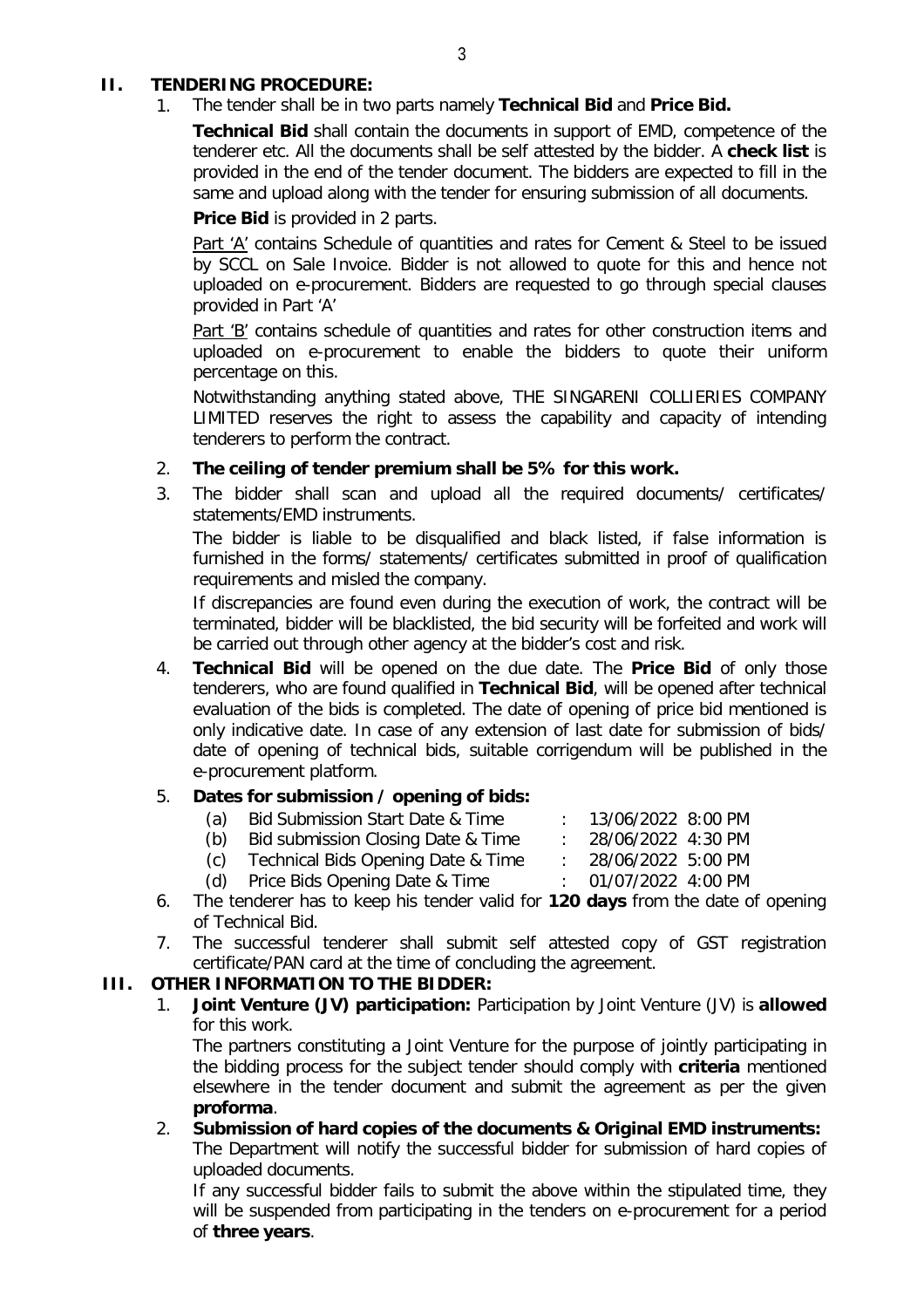## II. TENDERING PROCEDURE:

1. The tender shall be in two parts namely **Technical Bid** and **Price Bid.**

   **Technical Bid** shall contain the documents in support of EMD, competence of the tenderer etc. All the documents shall be self attested by the bidder. A **check list** is provided in the end of the tender document. The bidders are expected to fill in the same and upload along with the tender for ensuring submission of all documents.

   **Price Bid** is provided in 2 parts.

   Part 'A' contains Schedule of quantities and rates for Cement & Steel to be issued by SCCL on Sale Invoice. Bidder is not allowed to quote for this and hence not uploaded on e-procurement. Bidders are requested to go through special clauses provided in Part 'A'

   Part 'B' contains schedule of quantities and rates for other construction items and uploaded on e-procurement to enable the bidders to quote their uniform percentage on this.

   Notwithstanding anything stated above, THE SINGARENI COLLIERIES COMPANY LIMITED reserves the right to assess the capability and capacity of intending tenderers to perform the contract.

2. **The ceiling of tender premium shall be 5% for this work.**

3. The bidder shall scan and upload all the required documents/ certificates/ statements/EMD instruments.

   The bidder is liable to be disqualified and black listed, if false information is furnished in the forms/ statements/ certificates submitted in proof of qualification requirements and misled the company.

   If discrepancies are found even during the execution of work, the contract will be terminated, bidder will be blacklisted, the bid security will be forfeited and work will be carried out through other agency at the bidder's cost and risk.

4. **Technical Bid** will be opened on the due date. The **Price Bid** of only those tenderers, who are found qualified in **Technical Bid**, will be opened after technical evaluation of the bids is completed. The date of opening of price bid mentioned is only indicative date. In case of any extension of last date for submission of bids/ date of opening of technical bids, suitable corrigendum will be published in the e-procurement platform.

5. **Dates for submission / opening of bids:**

   (a) Bid Submission Start Date & Time : 13/06/2022 8:00 PM

   (b) Bid submission Closing Date & Time : 28/06/2022 4:30 PM

   (c) Technical Bids Opening Date & Time : 28/06/2022 5:00 PM

   (d) Price Bids Opening Date & Time : 01/07/2022 4:00 PM

6. The tenderer has to keep his tender valid for **120 days** from the date of opening of Technical Bid.

7. The successful tenderer shall submit self attested copy of GST registration certificate/PAN card at the time of concluding the agreement.

## III. OTHER INFORMATION TO THE BIDDER:

1. **Joint Venture (JV) participation:** Participation by Joint Venture (JV) is **allowed** for this work.

   The partners constituting a Joint Venture for the purpose of jointly participating in the bidding process for the subject tender should comply with **criteria** mentioned elsewhere in the tender document and submit the agreement as per the given **proforma**.

2. **Submission of hard copies of the documents & Original EMD instruments:** The Department will notify the successful bidder for submission of hard copies of uploaded documents.

   If any successful bidder fails to submit the above within the stipulated time, they will be suspended from participating in the tenders on e-procurement for a period of **three years**.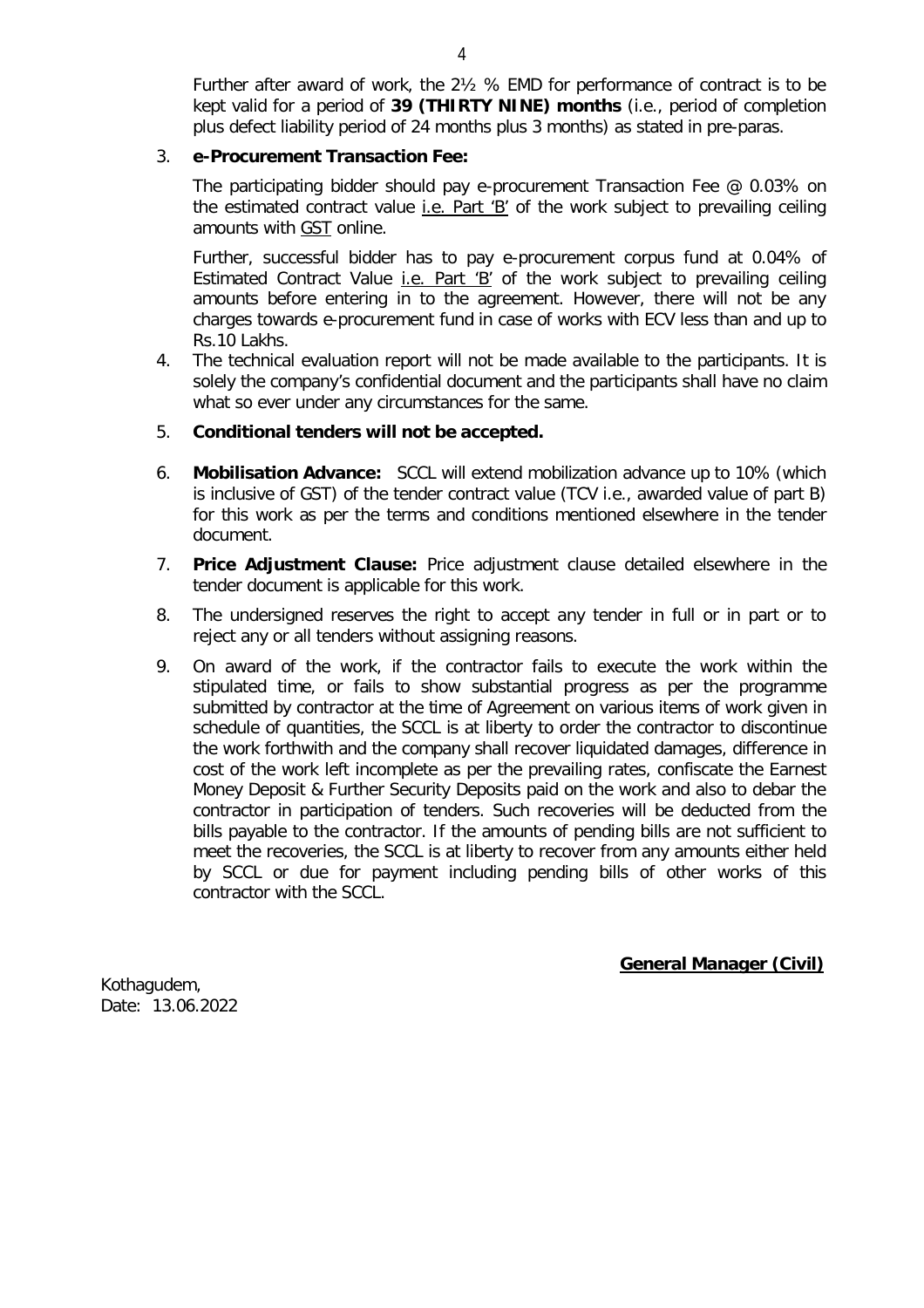Further after award of work, the 2½ % EMD for performance of contract is to be kept valid for a period of **39 (THIRTY NINE) months** (i.e., period of completion plus defect liability period of 24 months plus 3 months) as stated in pre-paras.

3. **e-Procurement Transaction Fee:**

   The participating bidder should pay e-procurement Transaction Fee @ 0.03% on the estimated contract value i.e. Part 'B' of the work subject to prevailing ceiling amounts with GST online.

   Further, successful bidder has to pay e-procurement corpus fund at 0.04% of Estimated Contract Value i.e. Part 'B' of the work subject to prevailing ceiling amounts before entering in to the agreement. However, there will not be any charges towards e-procurement fund in case of works with ECV less than and up to Rs.10 Lakhs.

4. The technical evaluation report will not be made available to the participants. It is solely the company's confidential document and the participants shall have no claim what so ever under any circumstances for the same.

5. **Conditional tenders will not be accepted.**

6. **Mobilisation Advance:** SCCL will extend mobilization advance up to 10% (which is inclusive of GST) of the tender contract value (TCV i.e., awarded value of part B) for this work as per the terms and conditions mentioned elsewhere in the tender document.

7. **Price Adjustment Clause:** Price adjustment clause detailed elsewhere in the tender document is applicable for this work.

8. The undersigned reserves the right to accept any tender in full or in part or to reject any or all tenders without assigning reasons.

9. On award of the work, if the contractor fails to execute the work within the stipulated time, or fails to show substantial progress as per the programme submitted by contractor at the time of Agreement on various items of work given in schedule of quantities, the SCCL is at liberty to order the contractor to discontinue the work forthwith and the company shall recover liquidated damages, difference in cost of the work left incomplete as per the prevailing rates, confiscate the Earnest Money Deposit & Further Security Deposits paid on the work and also to debar the contractor in participation of tenders. Such recoveries will be deducted from the bills payable to the contractor. If the amounts of pending bills are not sufficient to meet the recoveries, the SCCL is at liberty to recover from any amounts either held by SCCL or due for payment including pending bills of other works of this contractor with the SCCL.

**General Manager (Civil)**

Kothagudem,
Date: 13.06.2022